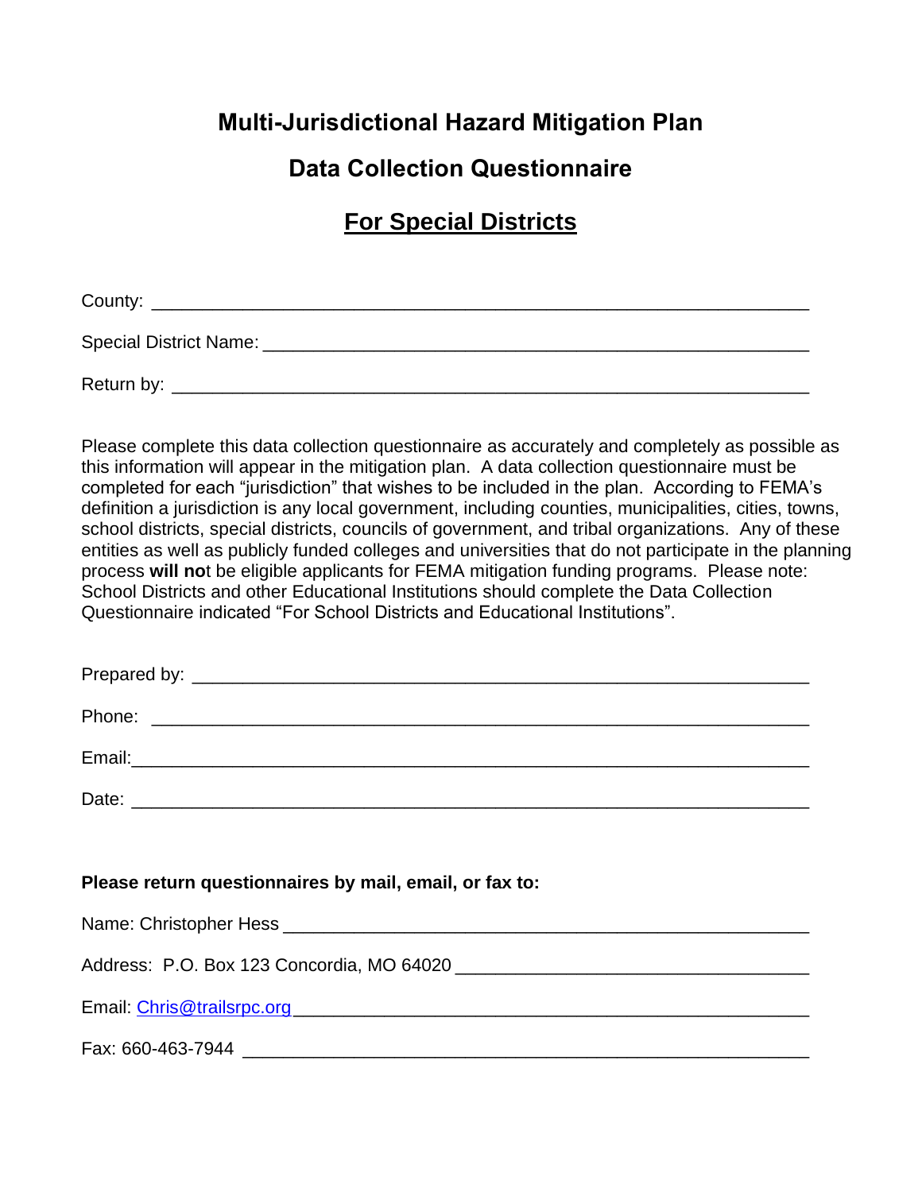# Multi-Jurisdictional Hazard Mitigation Plan

## Data Collection Questionnaire

## For Special Districts

County: ______________________________________________________________

Special District Name: _____________________________________________________

Return by: ____________________________________________________________

Please complete this data collection questionnaire as accurately and completely as possible as this information will appear in the mitigation plan. A data collection questionnaire must be completed for each "jurisdiction" that wishes to be included in the plan. According to FEMA's definition a jurisdiction is any local government, including counties, municipalities, cities, towns, school districts, special districts, councils of government, and tribal organizations. Any of these entities as well as publicly funded colleges and universities that do not participate in the planning process **will not** be eligible applicants for FEMA mitigation funding programs. Please note: School Districts and other Educational Institutions should complete the Data Collection Questionnaire indicated "For School Districts and Educational Institutions".

Prepared by: ___________________________________________________________

Phone: ______________________________________________________________

Email:_______________________________________________________________

Date: _______________________________________________________________

**Please return questionnaires by mail, email, or fax to:**

Name: Christopher Hess ____________________________________________________

Address: P.O. Box 123 Concordia, MO 64020 _________________________________

Email: Chris@trailsrpc.org ___________________________________________________

Fax: 660-463-7944 _______________________________________________________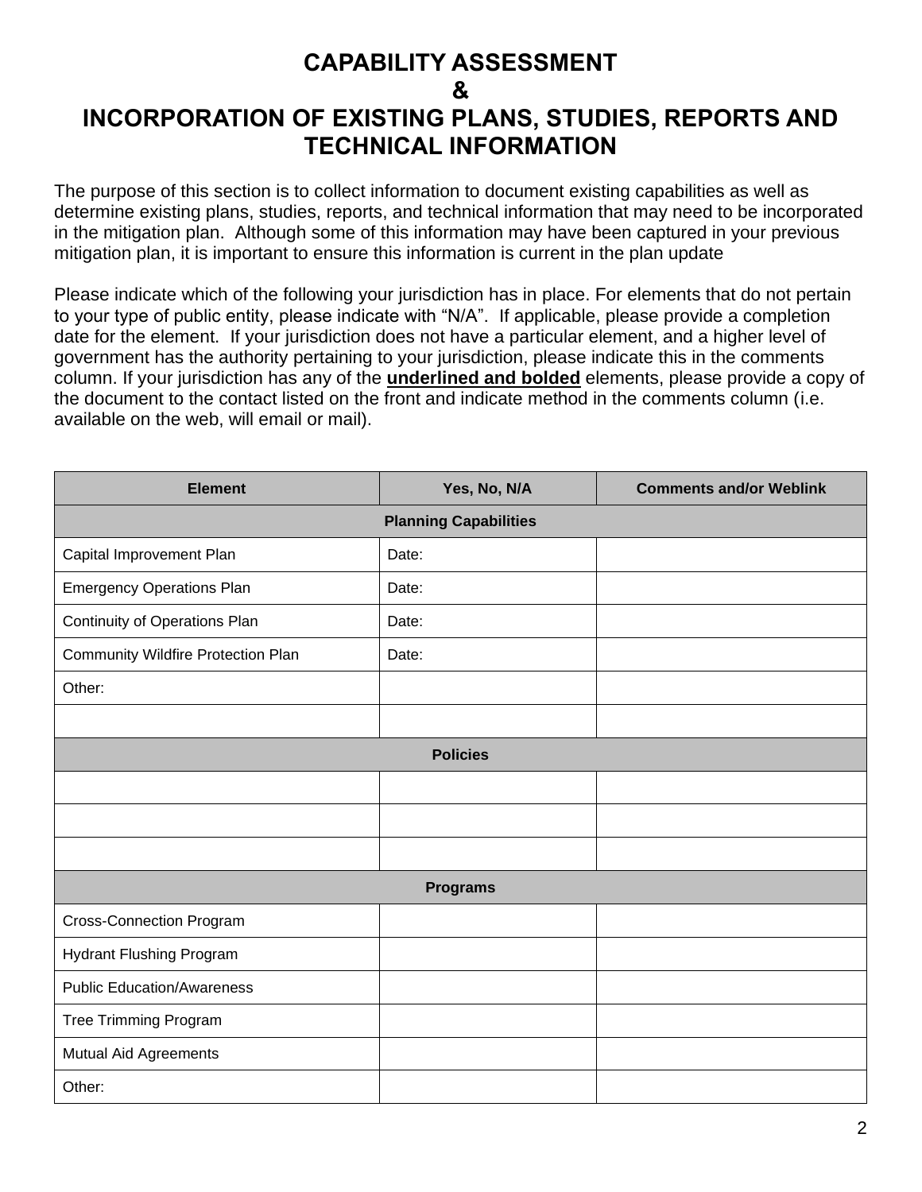# CAPABILITY ASSESSMENT
# &
# INCORPORATION OF EXISTING PLANS, STUDIES, REPORTS AND TECHNICAL INFORMATION

The purpose of this section is to collect information to document existing capabilities as well as determine existing plans, studies, reports, and technical information that may need to be incorporated in the mitigation plan. Although some of this information may have been captured in your previous mitigation plan, it is important to ensure this information is current in the plan update

Please indicate which of the following your jurisdiction has in place. For elements that do not pertain to your type of public entity, please indicate with "N/A". If applicable, please provide a completion date for the element. If your jurisdiction does not have a particular element, and a higher level of government has the authority pertaining to your jurisdiction, please indicate this in the comments column. If your jurisdiction has any of the **underlined and bolded** elements, please provide a copy of the document to the contact listed on the front and indicate method in the comments column (i.e. available on the web, will email or mail).

| Element | Yes, No, N/A | Comments and/or Weblink |
|---|---|---|
| **Planning Capabilities** | | |
| Capital Improvement Plan | Date: | |
| Emergency Operations Plan | Date: | |
| Continuity of Operations Plan | Date: | |
| Community Wildfire Protection Plan | Date: | |
| Other: | | |
| | | |
| **Policies** | | |
| | | |
| | | |
| | | |
| **Programs** | | |
| Cross-Connection Program | | |
| Hydrant Flushing Program | | |
| Public Education/Awareness | | |
| Tree Trimming Program | | |
| Mutual Aid Agreements | | |
| Other: | | |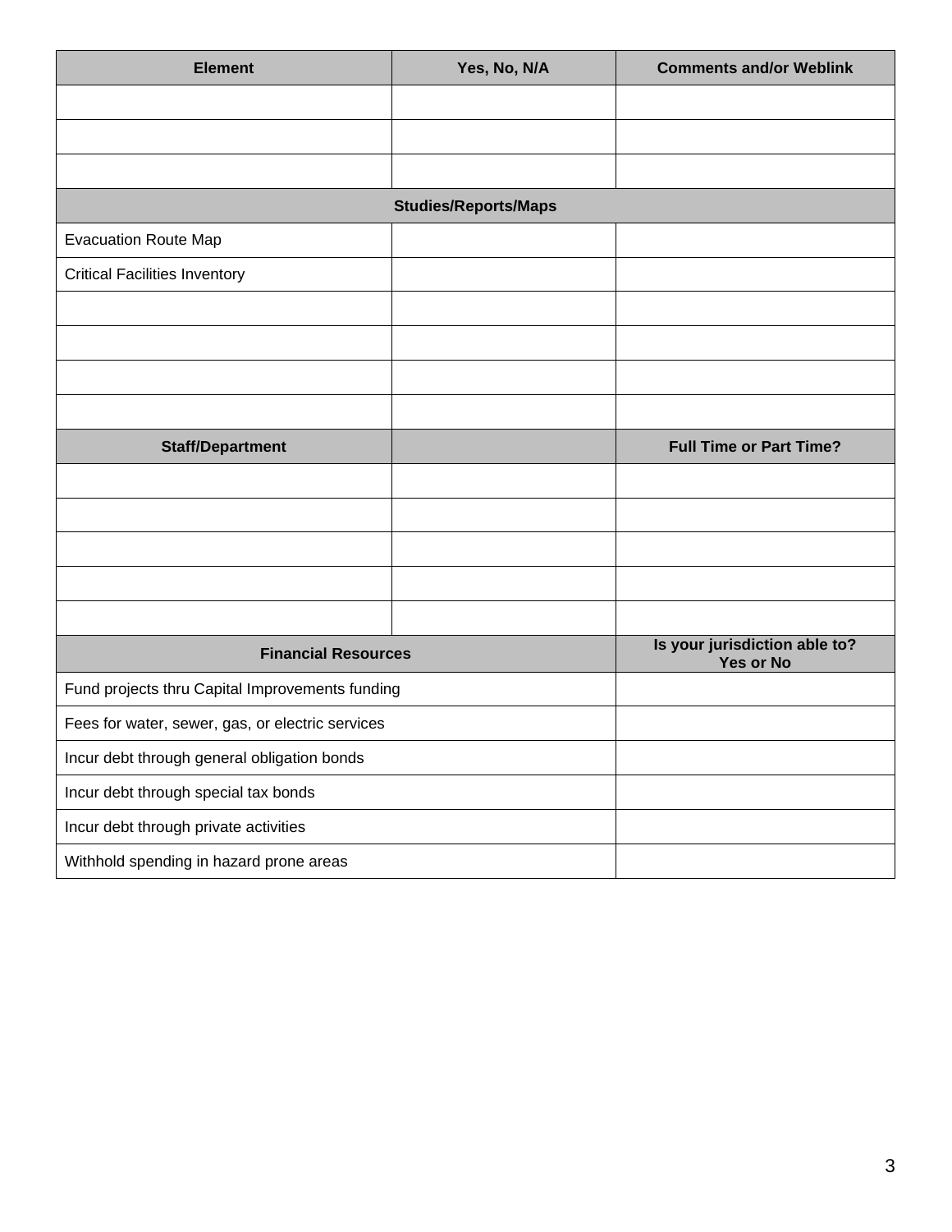| Element | Yes, No, N/A | Comments and/or Weblink |
|---|---|---|
| | | |
| | | |
| | | |
| **Studies/Reports/Maps** | | |
| Evacuation Route Map | | |
| Critical Facilities Inventory | | |
| | | |
| | | |
| | | |
| | | |
| **Staff/Department** | | **Full Time or Part Time?** |
| | | |
| | | |
| | | |
| | | |
| | | |
| **Financial Resources** | | **Is your jurisdiction able to? Yes or No** |
| Fund projects thru Capital Improvements funding | | |
| Fees for water, sewer, gas, or electric services | | |
| Incur debt through general obligation bonds | | |
| Incur debt through special tax bonds | | |
| Incur debt through private activities | | |
| Withhold spending in hazard prone areas | | |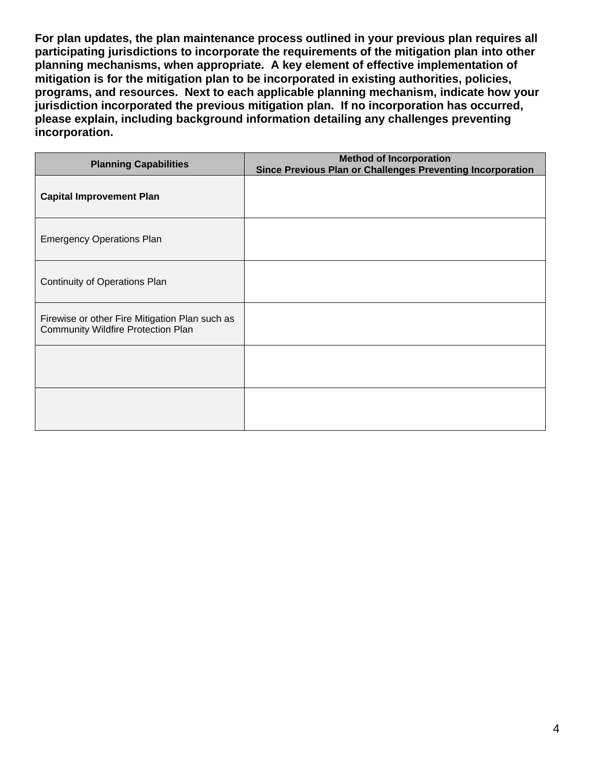**For plan updates, the plan maintenance process outlined in your previous plan requires all participating jurisdictions to incorporate the requirements of the mitigation plan into other planning mechanisms, when appropriate. A key element of effective implementation of mitigation is for the mitigation plan to be incorporated in existing authorities, policies, programs, and resources. Next to each applicable planning mechanism, indicate how your jurisdiction incorporated the previous mitigation plan. If no incorporation has occurred, please explain, including background information detailing any challenges preventing incorporation.**

| Planning Capabilities | Method of Incorporation<br>Since Previous Plan or Challenges Preventing Incorporation |
|---|---|
| **Capital Improvement Plan** | |
| Emergency Operations Plan | |
| Continuity of Operations Plan | |
| Firewise or other Fire Mitigation Plan such as Community Wildfire Protection Plan | |
| | |
| | |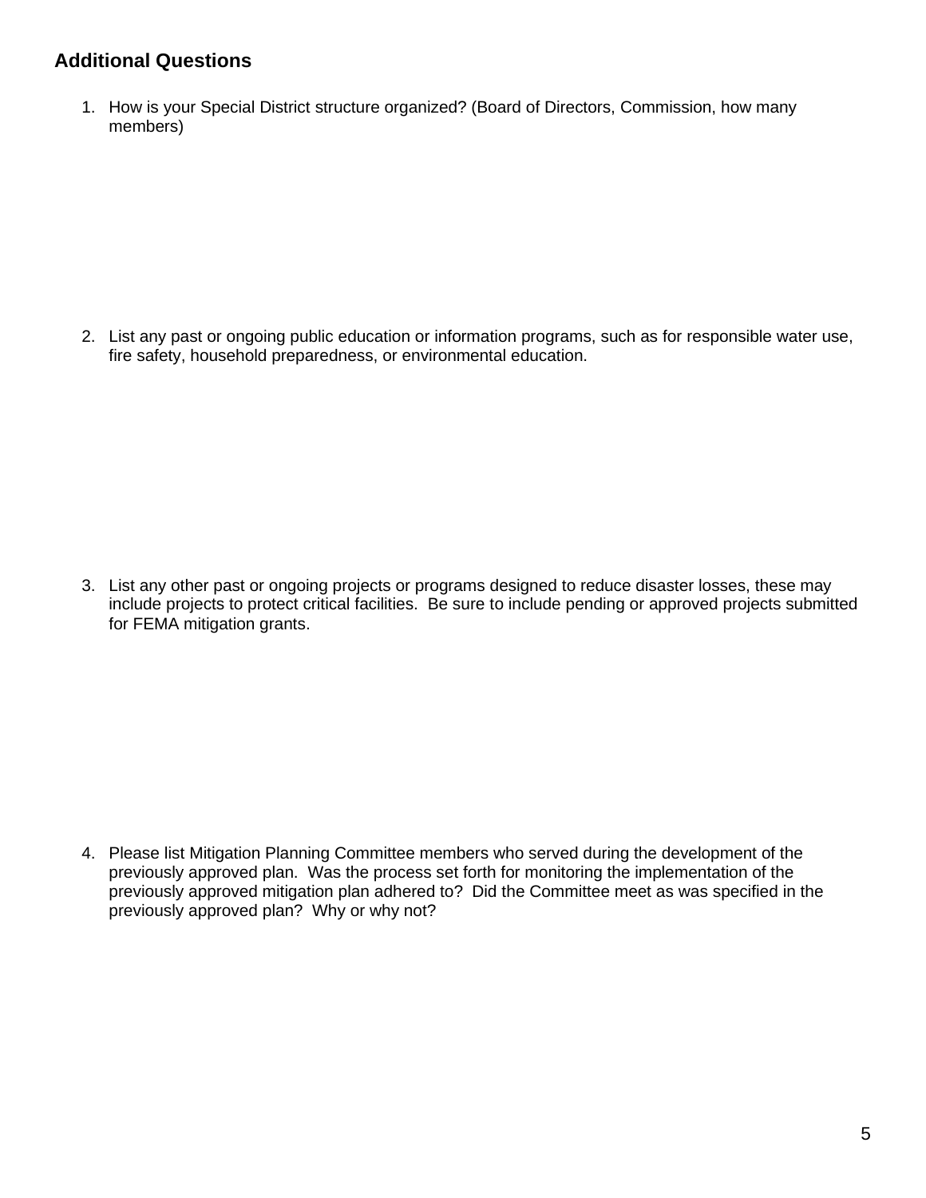## Additional Questions

1. How is your Special District structure organized? (Board of Directors, Commission, how many members)

2. List any past or ongoing public education or information programs, such as for responsible water use, fire safety, household preparedness, or environmental education.

3. List any other past or ongoing projects or programs designed to reduce disaster losses, these may include projects to protect critical facilities. Be sure to include pending or approved projects submitted for FEMA mitigation grants.

4. Please list Mitigation Planning Committee members who served during the development of the previously approved plan. Was the process set forth for monitoring the implementation of the previously approved mitigation plan adhered to? Did the Committee meet as was specified in the previously approved plan? Why or why not?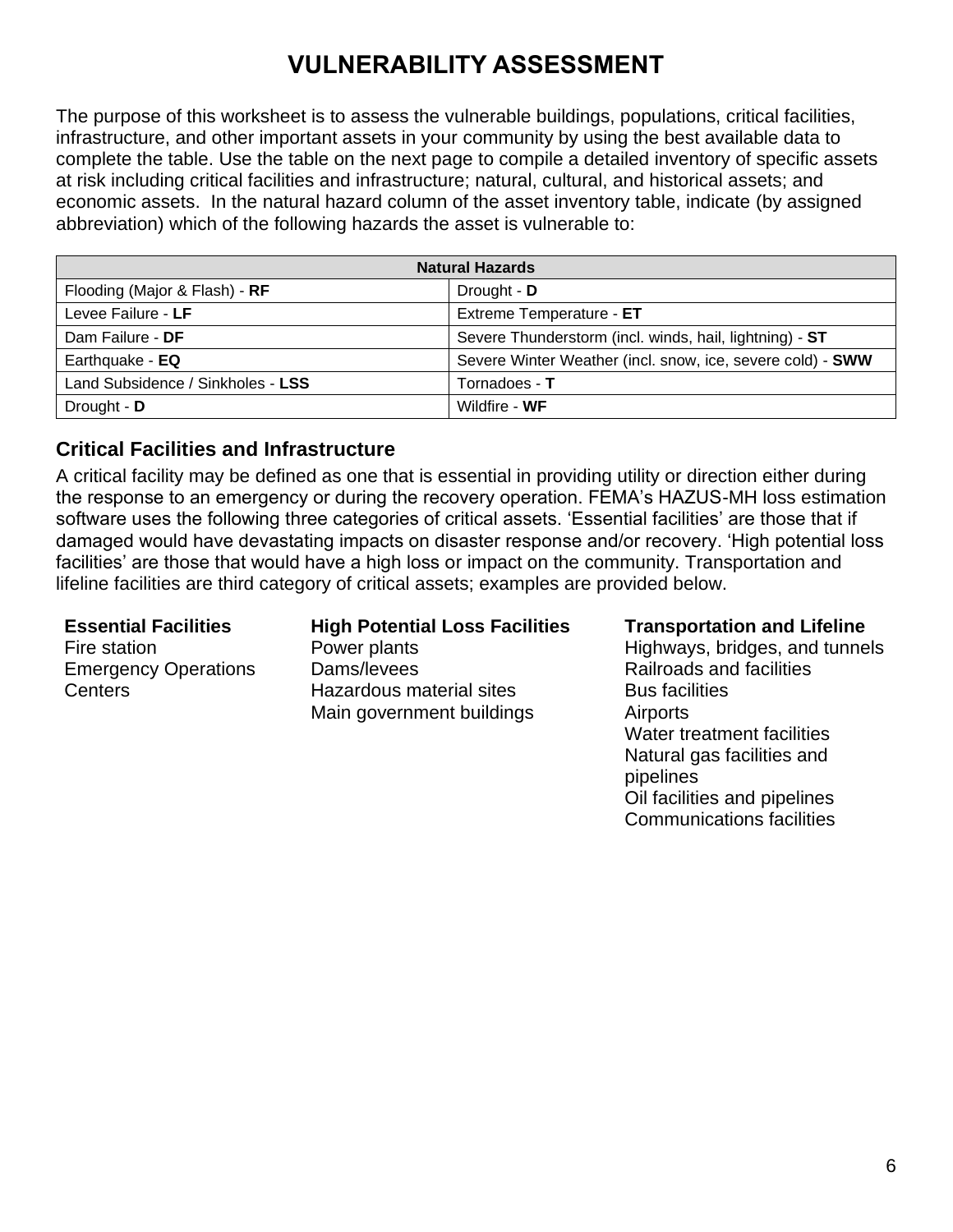# VULNERABILITY ASSESSMENT

The purpose of this worksheet is to assess the vulnerable buildings, populations, critical facilities, infrastructure, and other important assets in your community by using the best available data to complete the table. Use the table on the next page to compile a detailed inventory of specific assets at risk including critical facilities and infrastructure; natural, cultural, and historical assets; and economic assets. In the natural hazard column of the asset inventory table, indicate (by assigned abbreviation) which of the following hazards the asset is vulnerable to:

| **Natural Hazards** | |
|---|---|
| Flooding (Major & Flash) - **RF** | Drought - **D** |
| Levee Failure - **LF** | Extreme Temperature - **ET** |
| Dam Failure - **DF** | Severe Thunderstorm (incl. winds, hail, lightning) - **ST** |
| Earthquake - **EQ** | Severe Winter Weather (incl. snow, ice, severe cold) - **SWW** |
| Land Subsidence / Sinkholes - **LSS** | Tornadoes - **T** |
| Drought - **D** | Wildfire - **WF** |

## Critical Facilities and Infrastructure

A critical facility may be defined as one that is essential in providing utility or direction either during the response to an emergency or during the recovery operation. FEMA's HAZUS-MH loss estimation software uses the following three categories of critical assets. 'Essential facilities' are those that if damaged would have devastating impacts on disaster response and/or recovery. 'High potential loss facilities' are those that would have a high loss or impact on the community. Transportation and lifeline facilities are third category of critical assets; examples are provided below.

**Essential Facilities**
Fire station
Emergency Operations Centers

**High Potential Loss Facilities**
Power plants
Dams/levees
Hazardous material sites
Main government buildings

**Transportation and Lifeline**
Highways, bridges, and tunnels
Railroads and facilities
Bus facilities
Airports
Water treatment facilities
Natural gas facilities and pipelines
Oil facilities and pipelines
Communications facilities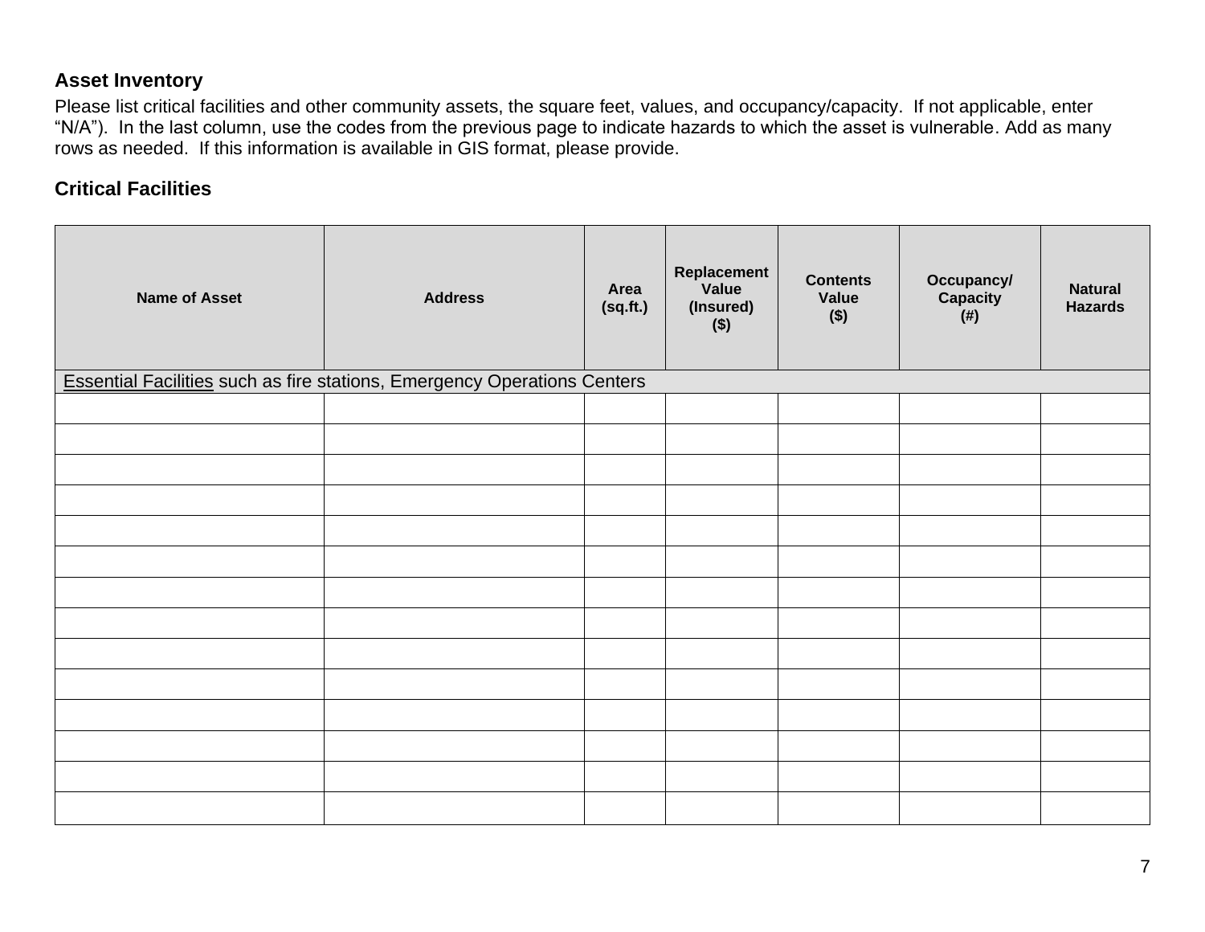### Asset Inventory

Please list critical facilities and other community assets, the square feet, values, and occupancy/capacity. If not applicable, enter "N/A"). In the last column, use the codes from the previous page to indicate hazards to which the asset is vulnerable. Add as many rows as needed. If this information is available in GIS format, please provide.

### Critical Facilities

| Name of Asset | Address | Area (sq.ft.) | Replacement Value (Insured) ($) | Contents Value ($) | Occupancy/ Capacity (#) | Natural Hazards |
|---|---|---|---|---|---|---|
| Essential Facilities such as fire stations, Emergency Operations Centers | | | | | | |
| | | | | | | |
| | | | | | | |
| | | | | | | |
| | | | | | | |
| | | | | | | |
| | | | | | | |
| | | | | | | |
| | | | | | | |
| | | | | | | |
| | | | | | | |
| | | | | | | |
| | | | | | | |
| | | | | | | |
| | | | | | | |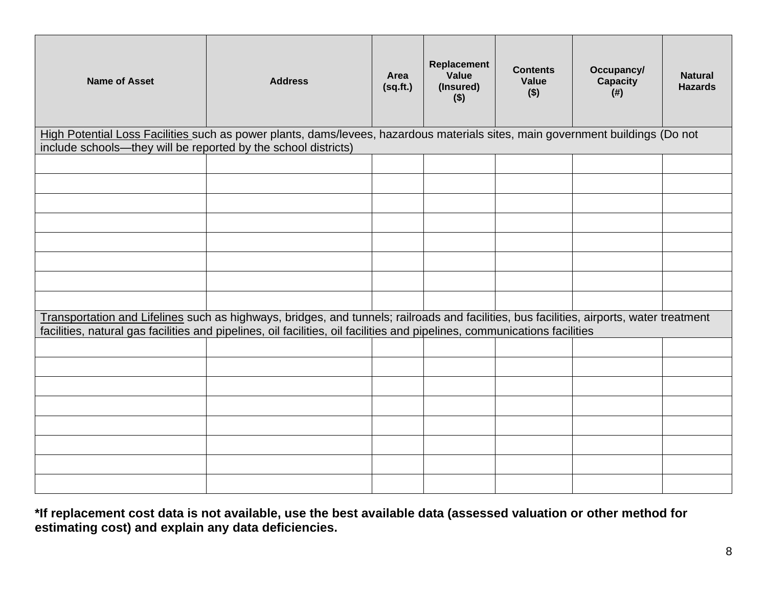| Name of Asset | Address | Area (sq.ft.) | Replacement Value (Insured) ($) | Contents Value ($) | Occupancy/ Capacity (#) | Natural Hazards |
|---|---|---|---|---|---|---|
| High Potential Loss Facilities such as power plants, dams/levees, hazardous materials sites, main government buildings (Do not include schools—they will be reported by the school districts) | | | | | | |
| | | | | | | |
| | | | | | | |
| | | | | | | |
| | | | | | | |
| | | | | | | |
| | | | | | | |
| | | | | | | |
| | | | | | | |
| Transportation and Lifelines such as highways, bridges, and tunnels; railroads and facilities, bus facilities, airports, water treatment facilities, natural gas facilities and pipelines, oil facilities, oil facilities and pipelines, communications facilities | | | | | | |
| | | | | | | |
| | | | | | | |
| | | | | | | |
| | | | | | | |
| | | | | | | |
| | | | | | | |
| | | | | | | |
| | | | | | | |

**\*If replacement cost data is not available, use the best available data (assessed valuation or other method for estimating cost) and explain any data deficiencies.**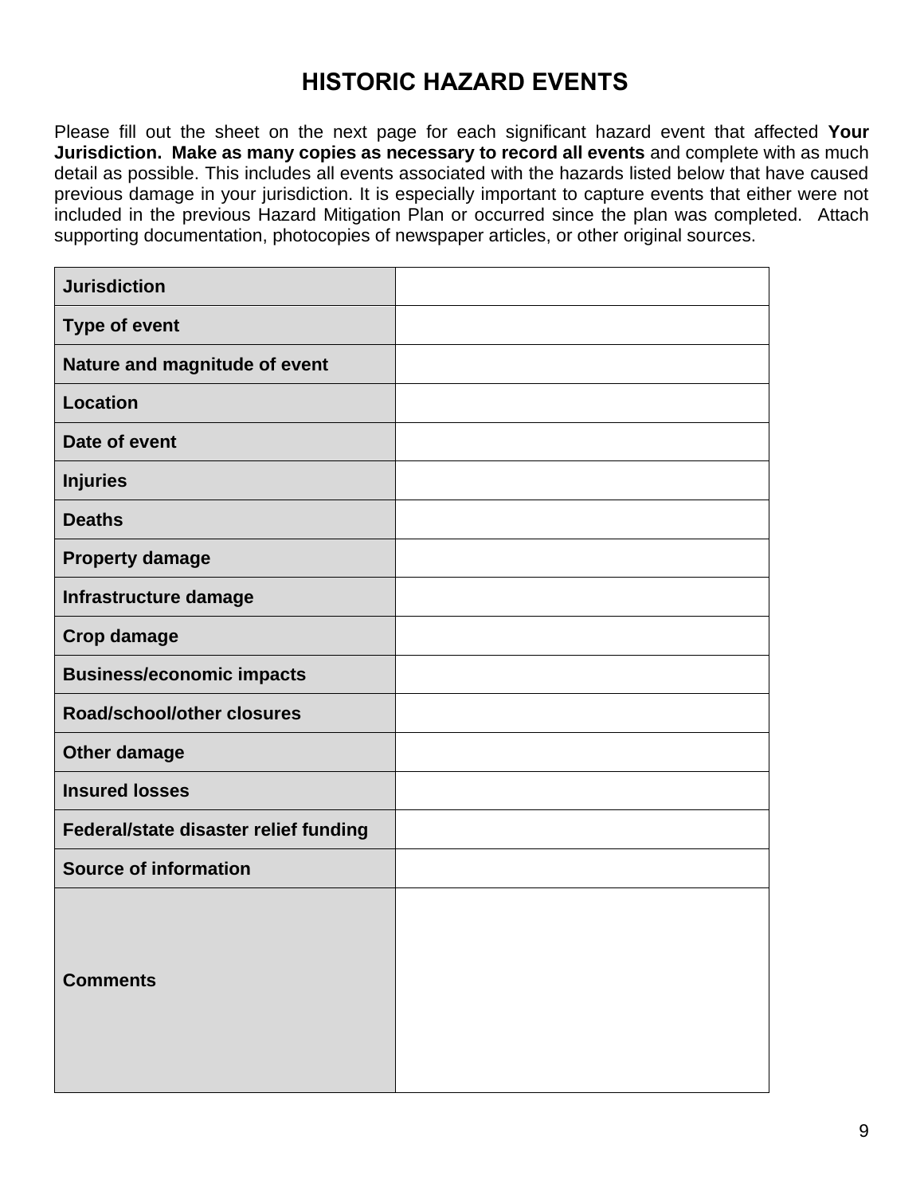# HISTORIC HAZARD EVENTS

Please fill out the sheet on the next page for each significant hazard event that affected **Your Jurisdiction. Make as many copies as necessary to record all events** and complete with as much detail as possible. This includes all events associated with the hazards listed below that have caused previous damage in your jurisdiction. It is especially important to capture events that either were not included in the previous Hazard Mitigation Plan or occurred since the plan was completed. Attach supporting documentation, photocopies of newspaper articles, or other original sources.

| | |
|---|---|
| **Jurisdiction** | |
| **Type of event** | |
| **Nature and magnitude of event** | |
| **Location** | |
| **Date of event** | |
| **Injuries** | |
| **Deaths** | |
| **Property damage** | |
| **Infrastructure damage** | |
| **Crop damage** | |
| **Business/economic impacts** | |
| **Road/school/other closures** | |
| **Other damage** | |
| **Insured losses** | |
| **Federal/state disaster relief funding** | |
| **Source of information** | |
| **Comments** | |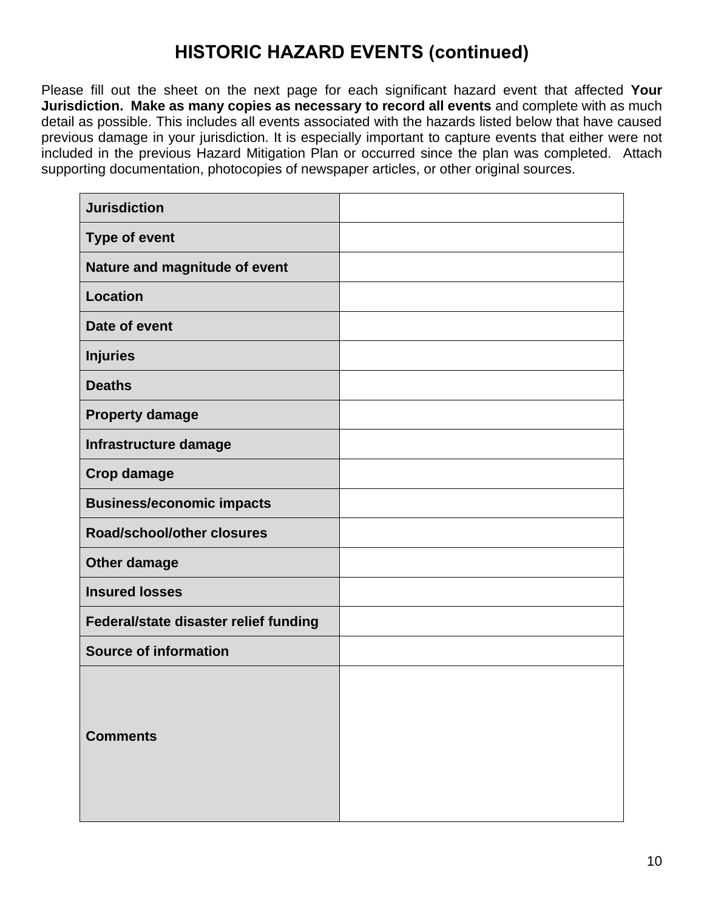# HISTORIC HAZARD EVENTS (continued)

Please fill out the sheet on the next page for each significant hazard event that affected **Your Jurisdiction. Make as many copies as necessary to record all events** and complete with as much detail as possible. This includes all events associated with the hazards listed below that have caused previous damage in your jurisdiction. It is especially important to capture events that either were not included in the previous Hazard Mitigation Plan or occurred since the plan was completed. Attach supporting documentation, photocopies of newspaper articles, or other original sources.

| | |
|---|---|
| **Jurisdiction** | |
| **Type of event** | |
| **Nature and magnitude of event** | |
| **Location** | |
| **Date of event** | |
| **Injuries** | |
| **Deaths** | |
| **Property damage** | |
| **Infrastructure damage** | |
| **Crop damage** | |
| **Business/economic impacts** | |
| **Road/school/other closures** | |
| **Other damage** | |
| **Insured losses** | |
| **Federal/state disaster relief funding** | |
| **Source of information** | |
| **Comments** | |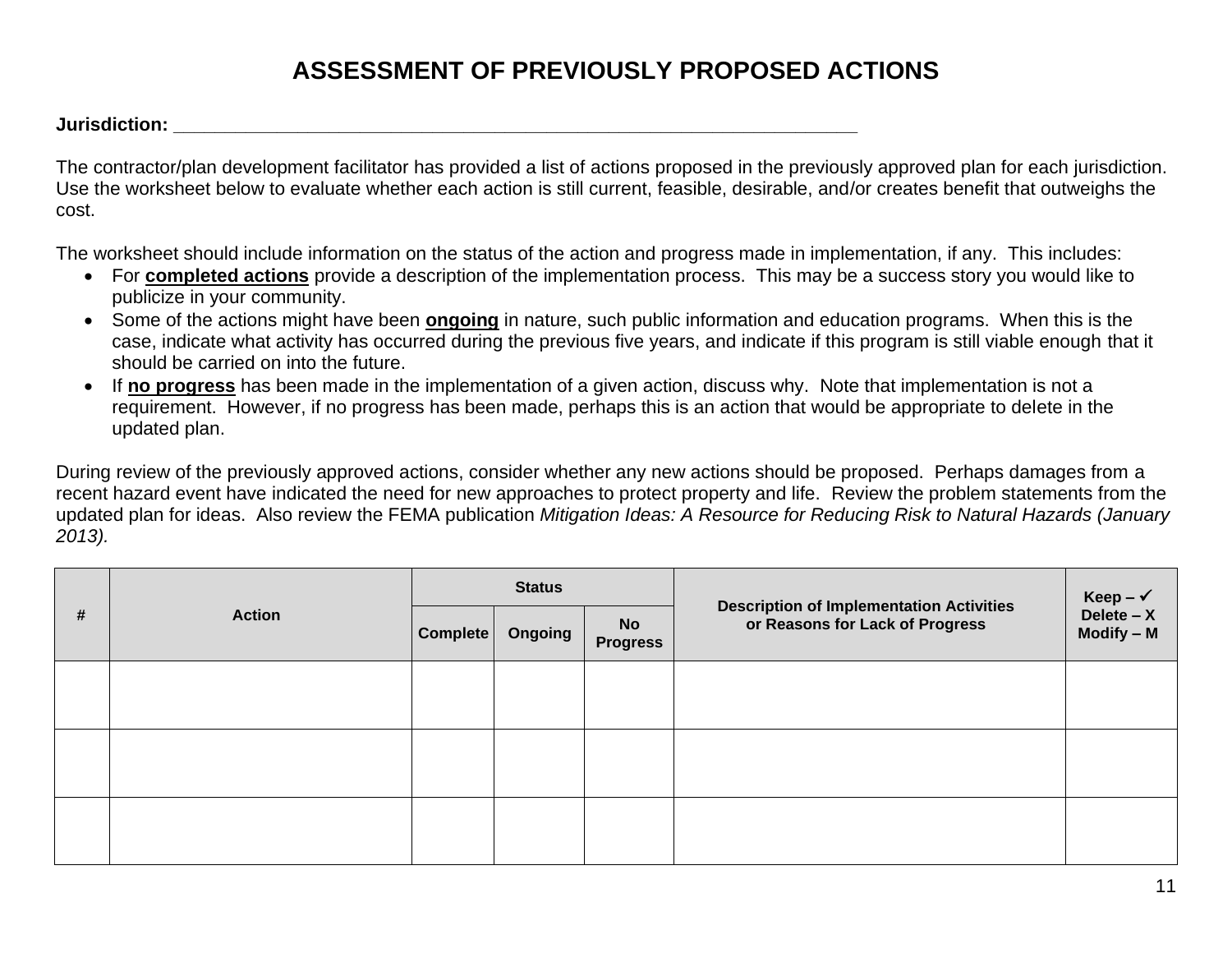# ASSESSMENT OF PREVIOUSLY PROPOSED ACTIONS

**Jurisdiction:** ______________________________________________________________________

The contractor/plan development facilitator has provided a list of actions proposed in the previously approved plan for each jurisdiction. Use the worksheet below to evaluate whether each action is still current, feasible, desirable, and/or creates benefit that outweighs the cost.

The worksheet should include information on the status of the action and progress made in implementation, if any. This includes:

- For **completed actions** provide a description of the implementation process. This may be a success story you would like to publicize in your community.
- Some of the actions might have been **ongoing** in nature, such public information and education programs. When this is the case, indicate what activity has occurred during the previous five years, and indicate if this program is still viable enough that it should be carried on into the future.
- If **no progress** has been made in the implementation of a given action, discuss why. Note that implementation is not a requirement. However, if no progress has been made, perhaps this is an action that would be appropriate to delete in the updated plan.

During review of the previously approved actions, consider whether any new actions should be proposed. Perhaps damages from a recent hazard event have indicated the need for new approaches to protect property and life. Review the problem statements from the updated plan for ideas. Also review the FEMA publication *Mitigation Ideas: A Resource for Reducing Risk to Natural Hazards (January 2013).*

| # | Action | Status | | | Description of Implementation Activities or Reasons for Lack of Progress | Keep – ✓<br>Delete – X<br>Modify – M |
|---|---|---|---|---|---|---|
| | | Complete | Ongoing | No Progress | | |
| | | | | | | |
| | | | | | | |
| | | | | | | |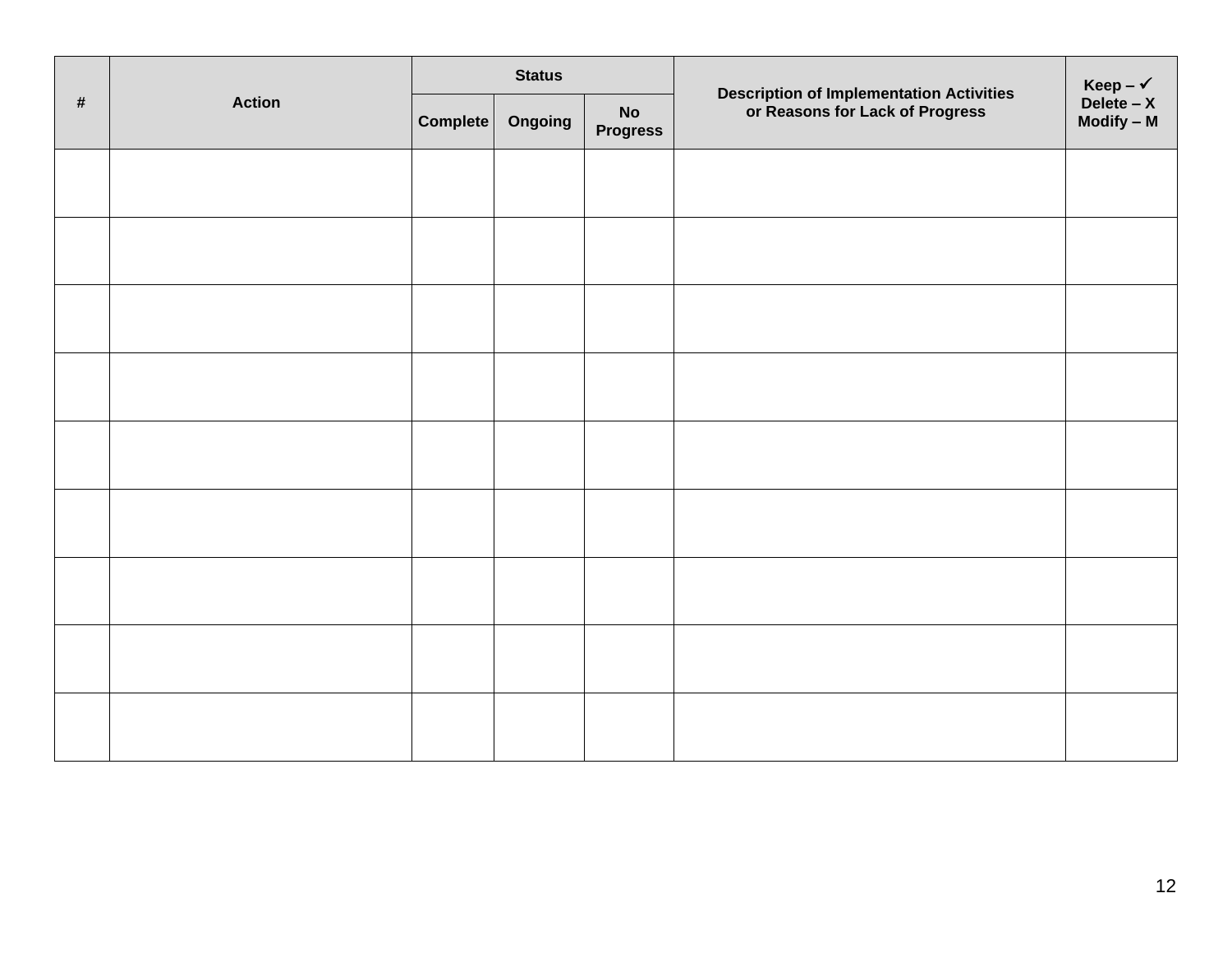| # | Action | Status | | | Description of Implementation Activities or Reasons for Lack of Progress | Keep – ✓ Delete – X Modify – M |
|---|---|---|---|---|---|---|
| | | Complete | Ongoing | No Progress | | |
| | | | | | | |
| | | | | | | |
| | | | | | | |
| | | | | | | |
| | | | | | | |
| | | | | | | |
| | | | | | | |
| | | | | | | |
| | | | | | | |